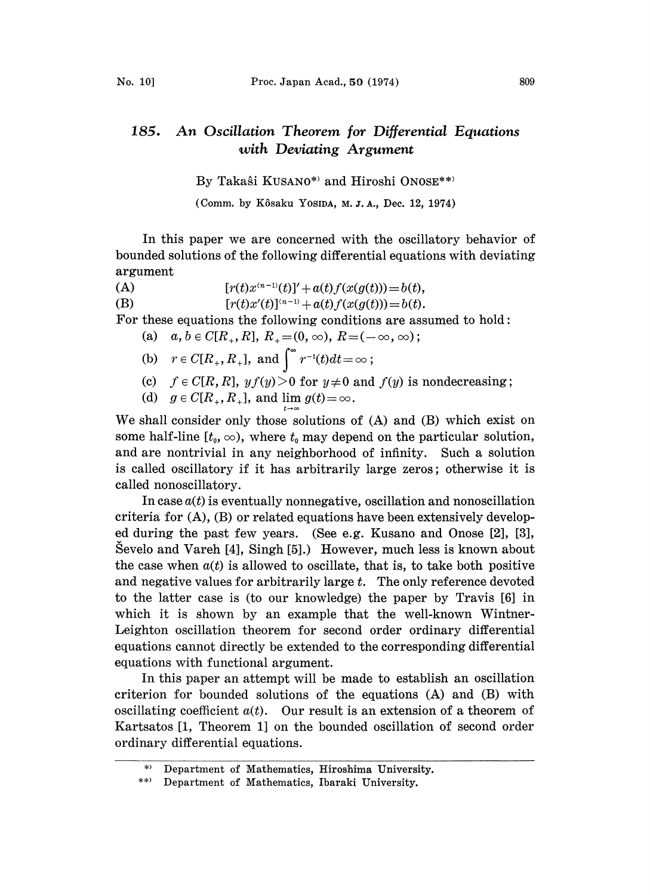# 185. *An Oscillation Theorem for Differential Equations with Deviating Argument*

By Takaŝi KUSANO*) and Hiroshi ONOSE**)

(Comm. by Kôsaku YOSIDA, M. J. A., Dec. 12, 1974)

In this paper we are concerned with the oscillatory behavior of bounded solutions of the following differential equations with deviating argument

(A) $$[r(t)x^{(n-1)}(t)]' + a(t)f(x(g(t))) = b(t),$$

(B) $$[r(t)x'(t)]^{(n-1)} + a(t)f(x(g(t))) = b(t).$$

For these equations the following conditions are assumed to hold:

(a) $a, b \in C[R_+, R]$, $R_+ = (0, \infty)$, $R = (-\infty, \infty)$;

(b) $r \in C[R_+, R_+]$, and $\int^\infty r^{-1}(t)dt = \infty$;

(c) $f \in C[R, R]$, $yf(y) > 0$ for $y \neq 0$ and $f(y)$ is nondecreasing;

(d) $g \in C[R_+, R_+]$, and $\lim_{t\to\infty} g(t) = \infty$.

We shall consider only those solutions of (A) and (B) which exist on some half-line $[t_0, \infty)$, where $t_0$ may depend on the particular solution, and are nontrivial in any neighborhood of infinity. Such a solution is called oscillatory if it has arbitrarily large zeros; otherwise it is called nonoscillatory.

In case $a(t)$ is eventually nonnegative, oscillation and nonoscillation criteria for (A), (B) or related equations have been extensively developed during the past few years. (See e.g. Kusano and Onose [2], [3], Ševelo and Vareh [4], Singh [5].) However, much less is known about the case when $a(t)$ is allowed to oscillate, that is, to take both positive and negative values for arbitrarily large $t$. The only reference devoted to the latter case is (to our knowledge) the paper by Travis [6] in which it is shown by an example that the well-known Wintner-Leighton oscillation theorem for second order ordinary differential equations cannot directly be extended to the corresponding differential equations with functional argument.

In this paper an attempt will be made to establish an oscillation criterion for bounded solutions of the equations (A) and (B) with oscillating coefficient $a(t)$. Our result is an extension of a theorem of Kartsatos [1, Theorem 1] on the bounded oscillation of second order ordinary differential equations.

---

*) Department of Mathematics, Hiroshima University.

**) Department of Mathematics, Ibaraki University.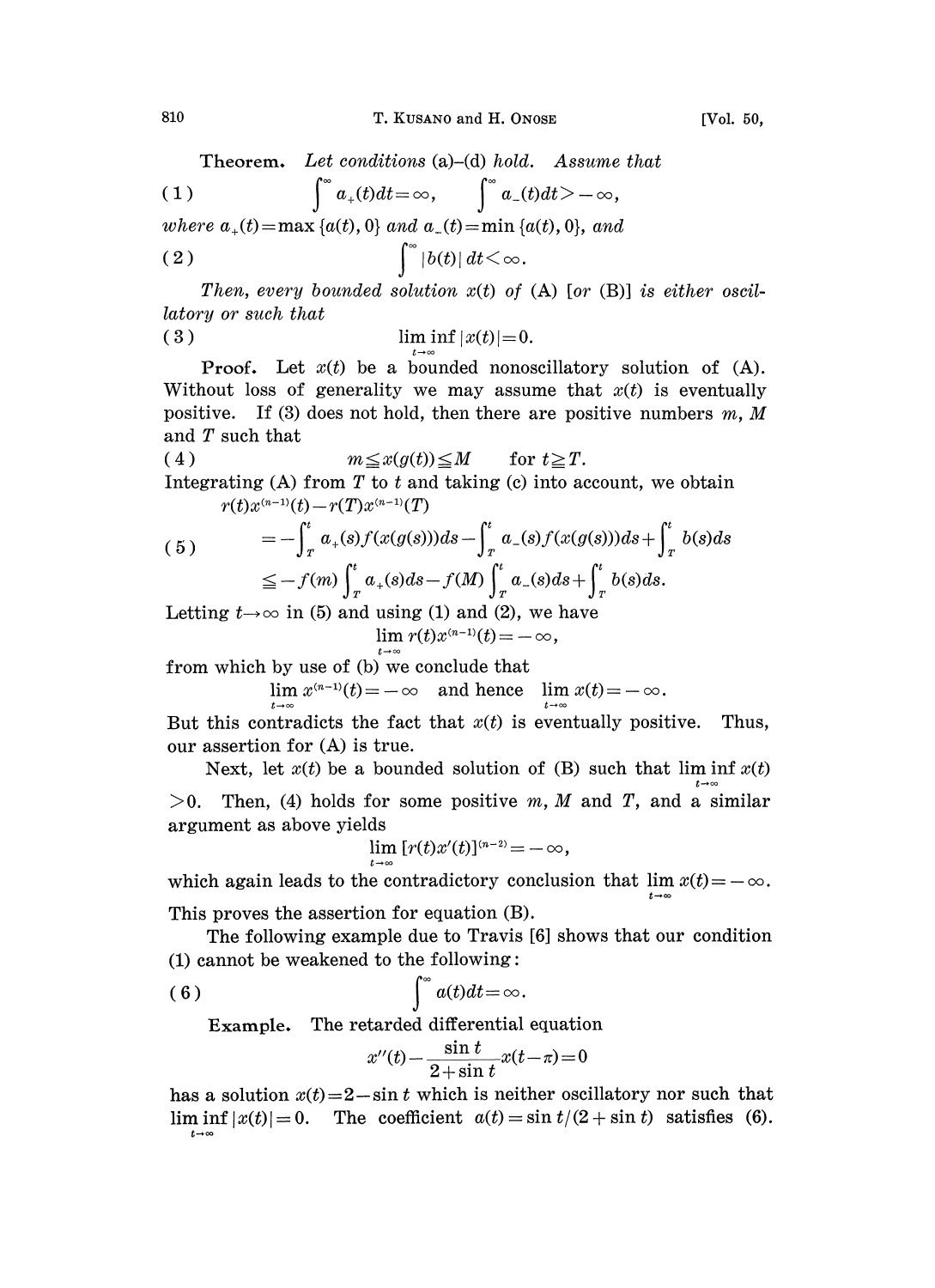**Theorem.** *Let conditions* (a)–(d) *hold. Assume that*

$$\int^{\infty} a_{+}(t)dt=\infty, \qquad \int^{\infty} a_{-}(t)dt>-\infty, \tag{1}$$

*where* $a_{+}(t)=\max\{a(t), 0\}$ *and* $a_{-}(t)=\min\{a(t), 0\}$, *and*

$$\int^{\infty} |b(t)|\,dt<\infty. \tag{2}$$

*Then, every bounded solution* $x(t)$ *of* (A) [*or* (B)] *is either oscillatory or such that*

$$\liminf_{t\to\infty} |x(t)|=0. \tag{3}$$

**Proof.** Let $x(t)$ be a bounded nonoscillatory solution of (A). Without loss of generality we may assume that $x(t)$ is eventually positive. If (3) does not hold, then there are positive numbers $m$, $M$ and $T$ such that

$$m\leqq x(g(t))\leqq M \qquad \text{for } t\geqq T. \tag{4}$$

Integrating (A) from $T$ to $t$ and taking (c) into account, we obtain

$$\begin{aligned} &r(t)x^{(n-1)}(t)-r(T)x^{(n-1)}(T) \\ &\quad=-\int_T^t a_{+}(s)f(x(g(s)))ds-\int_T^t a_{-}(s)f(x(g(s)))ds+\int_T^t b(s)ds \\ &\quad\leqq -f(m)\int_T^t a_{+}(s)ds-f(M)\int_T^t a_{-}(s)ds+\int_T^t b(s)ds. \end{aligned} \tag{5}$$

Letting $t\to\infty$ in (5) and using (1) and (2), we have

$$\lim_{t\to\infty} r(t)x^{(n-1)}(t)=-\infty,$$

from which by use of (b) we conclude that

$$\lim_{t\to\infty} x^{(n-1)}(t)=-\infty \quad \text{and hence} \quad \lim_{t\to\infty} x(t)=-\infty.$$

But this contradicts the fact that $x(t)$ is eventually positive. Thus, our assertion for (A) is true.

Next, let $x(t)$ be a bounded solution of (B) such that $\liminf_{t\to\infty} x(t)>0$. Then, (4) holds for some positive $m$, $M$ and $T$, and a similar argument as above yields

$$\lim_{t\to\infty} [r(t)x'(t)]^{(n-2)}=-\infty,$$

which again leads to the contradictory conclusion that $\lim_{t\to\infty} x(t)=-\infty$. This proves the assertion for equation (B).

The following example due to Travis [6] shows that our condition (1) cannot be weakened to the following:

$$\int^{\infty} a(t)dt=\infty. \tag{6}$$

**Example.** The retarded differential equation

$$x''(t)-\frac{\sin t}{2+\sin t}x(t-\pi)=0$$

has a solution $x(t)=2-\sin t$ which is neither oscillatory nor such that $\liminf_{t\to\infty} |x(t)|=0$. The coefficient $a(t)=\sin t/(2+\sin t)$ satisfies (6).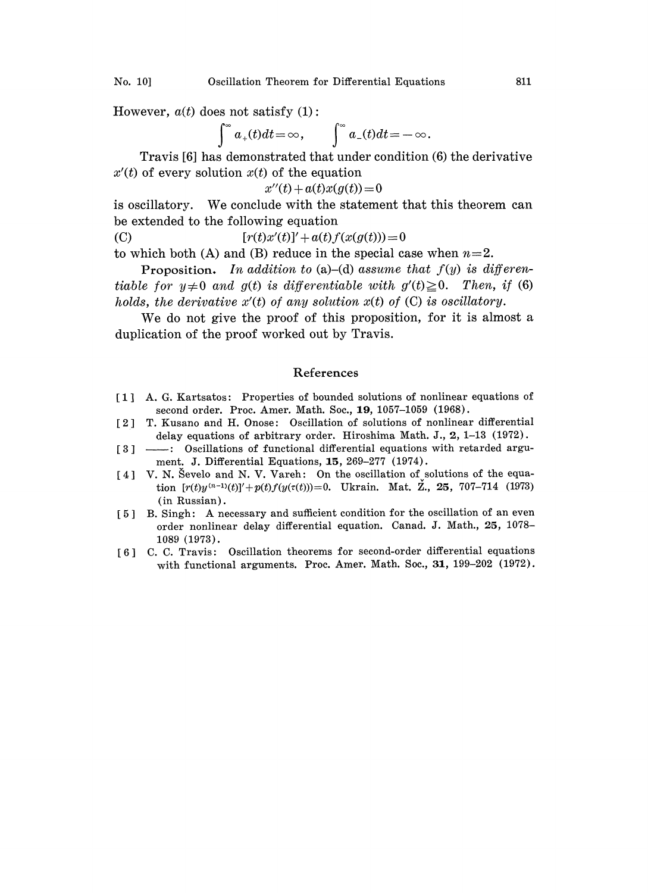However, $a(t)$ does not satisfy (1):

$$\int^{\infty} a_{+}(t)dt = \infty, \qquad \int^{\infty} a_{-}(t)dt = -\infty.$$

Travis [6] has demonstrated that under condition (6) the derivative $x'(t)$ of every solution $x(t)$ of the equation

$$x''(t) + a(t)x(g(t)) = 0$$

is oscillatory. We conclude with the statement that this theorem can be extended to the following equation

$$\text{(C)} \qquad [r(t)x'(t)]' + a(t)f(x(g(t))) = 0$$

to which both (A) and (B) reduce in the special case when $n=2$.

**Proposition.** *In addition to* (a)–(d) *assume that $f(y)$ is differentiable for $y \neq 0$ and $g(t)$ is differentiable with $g'(t) \geqq 0$. Then, if* (6) *holds, the derivative $x'(t)$ of any solution $x(t)$ of* (C) *is oscillatory.*

We do not give the proof of this proposition, for it is almost a duplication of the proof worked out by Travis.

## References

[1] A. G. Kartsatos: Properties of bounded solutions of nonlinear equations of second order. Proc. Amer. Math. Soc., **19**, 1057–1059 (1968).

[2] T. Kusano and H. Onose: Oscillation of solutions of nonlinear differential delay equations of arbitrary order. Hiroshima Math. J., **2**, 1–13 (1972).

[3] ——: Oscillations of functional differential equations with retarded argument. J. Differential Equations, **15**, 269–277 (1974).

[4] V. N. Ševelo and N. V. Vareh: On the oscillation of solutions of the equation $[r(t)y^{(n-1)}(t)]' + p(t)f(y(\tau(t))) = 0$. Ukrain. Mat. Ž., **25**, 707–714 (1973) (in Russian).

[5] B. Singh: A necessary and sufficient condition for the oscillation of an even order nonlinear delay differential equation. Canad. J. Math., **25**, 1078–1089 (1973).

[6] C. C. Travis: Oscillation theorems for second-order differential equations with functional arguments. Proc. Amer. Math. Soc., **31**, 199–202 (1972).